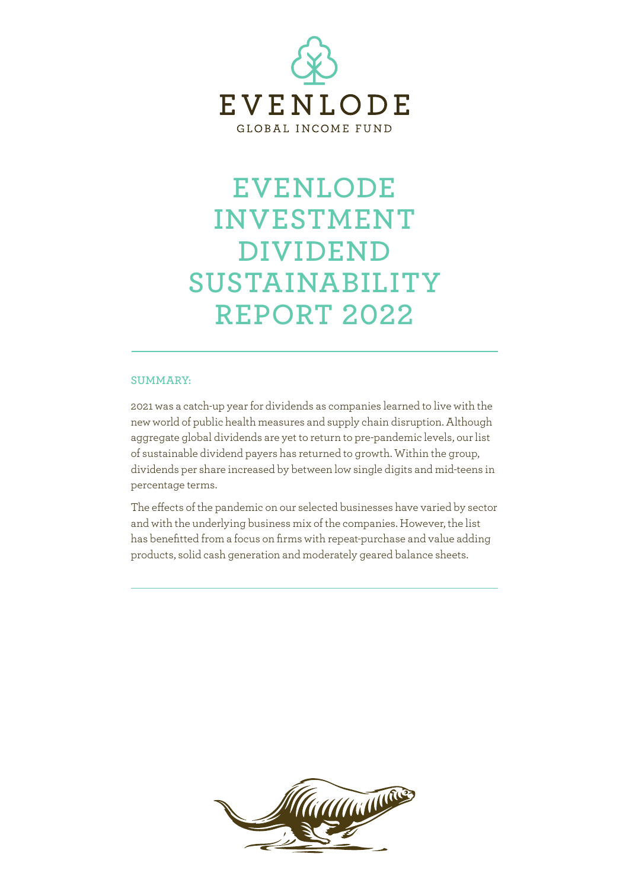EVENLODE

GLOBAL INCOME FUND

# EVENLODE INVESTMENT DIVIDEND SUSTAINABILITY REPORT 2022

## SUMMARY:

2021 was a catch-up year for dividends as companies learned to live with the new world of public health measures and supply chain disruption. Although aggregate global dividends are yet to return to pre-pandemic levels, our list of sustainable dividend payers has returned to growth. Within the group, dividends per share increased by between low single digits and mid-teens in percentage terms.

The effects of the pandemic on our selected businesses have varied by sector and with the underlying business mix of the companies. However, the list has benefitted from a focus on firms with repeat-purchase and value adding products, solid cash generation and moderately geared balance sheets.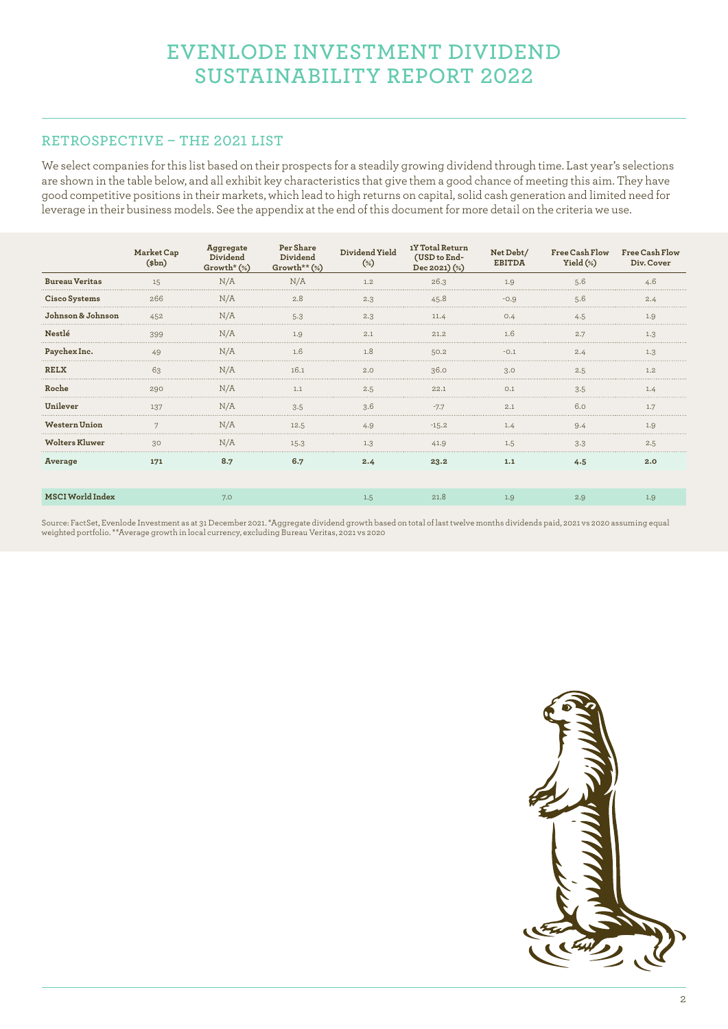# EVENLODE INVESTMENT DIVIDEND SUSTAINABILITY REPORT 2022

## RETROSPECTIVE – THE 2021 LIST

We select companies for this list based on their prospects for a steadily growing dividend through time. Last year's selections are shown in the table below, and all exhibit key characteristics that give them a good chance of meeting this aim. They have good competitive positions in their markets, which lead to high returns on capital, solid cash generation and limited need for leverage in their business models. See the appendix at the end of this document for more detail on the criteria we use.

| | Market Cap ($bn) | Aggregate Dividend Growth* (%) | Per Share Dividend Growth** (%) | Dividend Yield (%) | 1Y Total Return (USD to End-Dec 2021) (%) | Net Debt/ EBITDA | Free Cash Flow Yield (%) | Free Cash Flow Div. Cover |
|---|---|---|---|---|---|---|---|---|
| **Bureau Veritas** | 15 | N/A | N/A | 1.2 | 26.3 | 1.9 | 5.6 | 4.6 |
| **Cisco Systems** | 266 | N/A | 2.8 | 2.3 | 45.8 | -0.9 | 5.6 | 2.4 |
| **Johnson & Johnson** | 452 | N/A | 5.3 | 2.3 | 11.4 | 0.4 | 4.5 | 1.9 |
| **Nestlé** | 399 | N/A | 1.9 | 2.1 | 21.2 | 1.6 | 2.7 | 1.3 |
| **Paychex Inc.** | 49 | N/A | 1.6 | 1.8 | 50.2 | -0.1 | 2.4 | 1.3 |
| **RELX** | 63 | N/A | 16.1 | 2.0 | 36.0 | 3.0 | 2.5 | 1.2 |
| **Roche** | 290 | N/A | 1.1 | 2.5 | 22.1 | 0.1 | 3.5 | 1.4 |
| **Unilever** | 137 | N/A | 3.5 | 3.6 | -7.7 | 2.1 | 6.0 | 1.7 |
| **Western Union** | 7 | N/A | 12.5 | 4.9 | -15.2 | 1.4 | 9.4 | 1.9 |
| **Wolters Kluwer** | 30 | N/A | 15.3 | 1.3 | 41.9 | 1.5 | 3.3 | 2.5 |
| **Average** | **171** | **8.7** | **6.7** | **2.4** | **23.2** | **1.1** | **4.5** | **2.0** |
| | | | | | | | | |
| **MSCI World Index** | | 7.0 | | 1.5 | 21.8 | 1.9 | 2.9 | 1.9 |

Source: FactSet, Evenlode Investment as at 31 December 2021. *Aggregate dividend growth based on total of last twelve months dividends paid, 2021 vs 2020 assuming equal weighted portfolio. **Average growth in local currency, excluding Bureau Veritas, 2021 vs 2020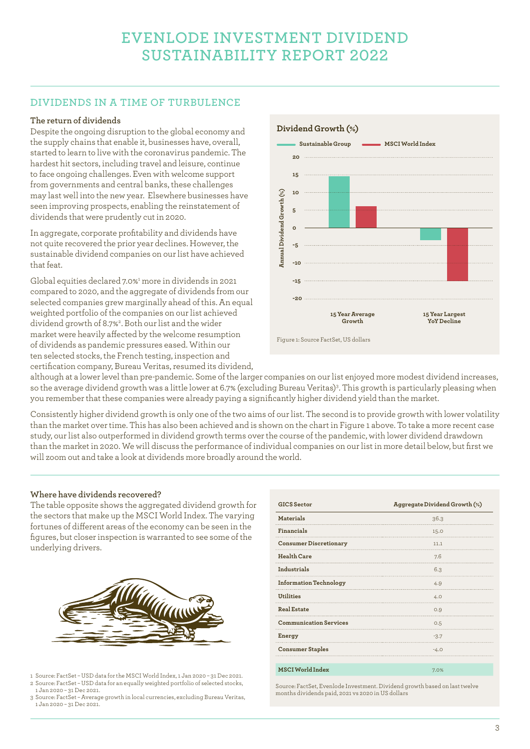# EVENLODE INVESTMENT DIVIDEND SUSTAINABILITY REPORT 2022

## DIVIDENDS IN A TIME OF TURBULENCE

### The return of dividends

Despite the ongoing disruption to the global economy and the supply chains that enable it, businesses have, overall, started to learn to live with the coronavirus pandemic. The hardest hit sectors, including travel and leisure, continue to face ongoing challenges. Even with welcome support from governments and central banks, these challenges may last well into the new year. Elsewhere businesses have seen improving prospects, enabling the reinstatement of dividends that were prudently cut in 2020.

In aggregate, corporate profitability and dividends have not quite recovered the prior year declines. However, the sustainable dividend companies on our list have achieved that feat.

Global equities declared 7.0%[1] more in dividends in 2021 compared to 2020, and the aggregate of dividends from our selected companies grew marginally ahead of this. An equal weighted portfolio of the companies on our list achieved dividend growth of 8.7%[2]. Both our list and the wider market were heavily affected by the welcome resumption of dividends as pandemic pressures eased. Within our ten selected stocks, the French testing, inspection and certification company, Bureau Veritas, resumed its dividend, although at a lower level than pre-pandemic. Some of the larger companies on our list enjoyed more modest dividend increases, so the average dividend growth was a little lower at 6.7% (excluding Bureau Veritas)[3]. This growth is particularly pleasing when you remember that these companies were already paying a significantly higher dividend yield than the market.

**Dividend Growth (%)**

Figure 1: Source FactSet, US dollars

Consistently higher dividend growth is only one of the two aims of our list. The second is to provide growth with lower volatility than the market over time. This has also been achieved and is shown on the chart in Figure 1 above. To take a more recent case study, our list also outperformed in dividend growth terms over the course of the pandemic, with lower dividend drawdown than the market in 2020. We will discuss the performance of individual companies on our list in more detail below, but first we will zoom out and take a look at dividends more broadly around the world.

### Where have dividends recovered?

The table opposite shows the aggregated dividend growth for the sectors that make up the MSCI World Index. The varying fortunes of different areas of the economy can be seen in the figures, but closer inspection is warranted to see some of the underlying drivers.

| GICS Sector | Aggregate Dividend Growth (%) |
|---|---|
| Materials | 36.3 |
| Financials | 15.0 |
| Consumer Discretionary | 11.1 |
| Health Care | 7.6 |
| Industrials | 6.3 |
| Information Technology | 4.9 |
| Utilities | 4.0 |
| Real Estate | 0.9 |
| Communication Services | 0.5 |
| Energy | -3.7 |
| Consumer Staples | -4.0 |
| **MSCI World Index** | 7.0% |

Source: FactSet, Evenlode Investment. Dividend growth based on last twelve months dividends paid, 2021 vs 2020 in US dollars

1 Source: FactSet – USD data for the MSCI World Index, 1 Jan 2020 – 31 Dec 2021.
2 Source: FactSet – USD data for an equally weighted portfolio of selected stocks, 1 Jan 2020 – 31 Dec 2021.
3 Source: FactSet – Average growth in local currencies, excluding Bureau Veritas, 1 Jan 2020 – 31 Dec 2021.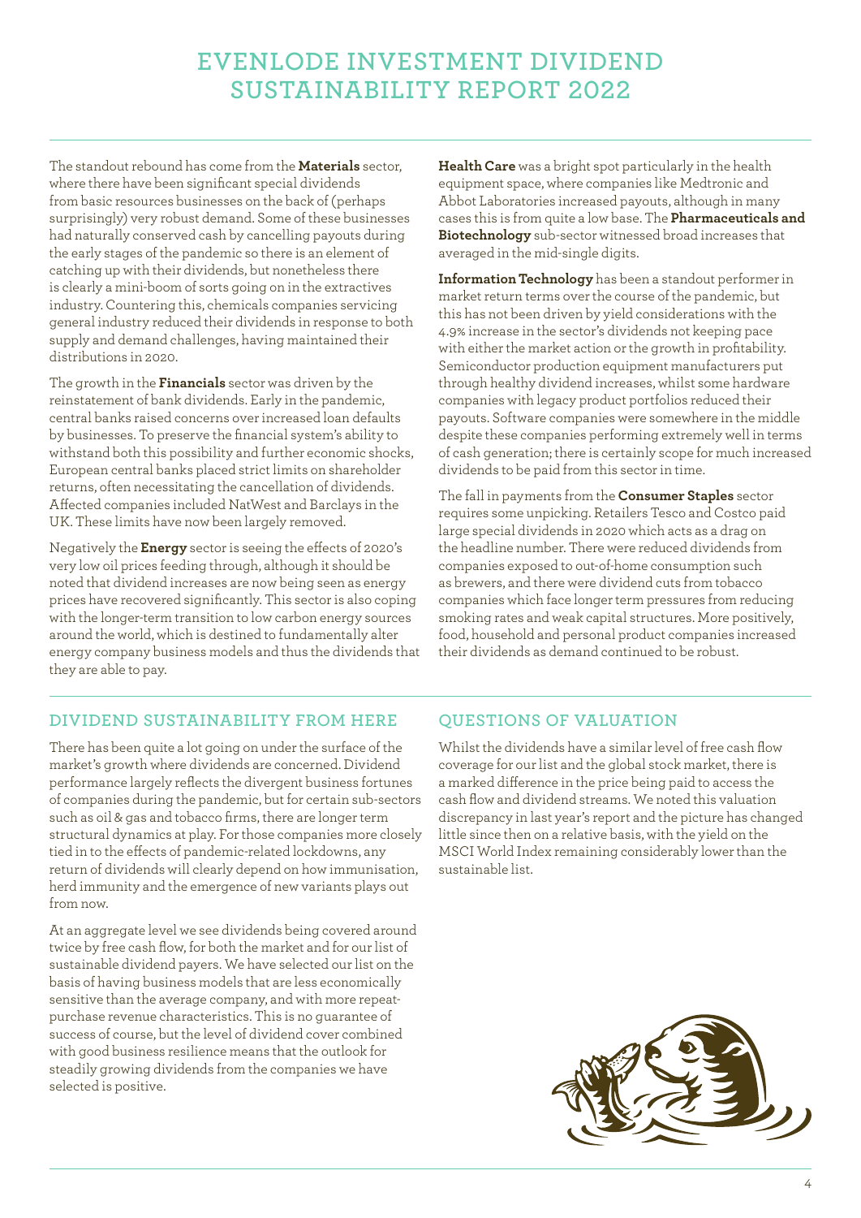# EVENLODE INVESTMENT DIVIDEND SUSTAINABILITY REPORT 2022

The standout rebound has come from the **Materials** sector, where there have been significant special dividends from basic resources businesses on the back of (perhaps surprisingly) very robust demand. Some of these businesses had naturally conserved cash by cancelling payouts during the early stages of the pandemic so there is an element of catching up with their dividends, but nonetheless there is clearly a mini-boom of sorts going on in the extractives industry. Countering this, chemicals companies servicing general industry reduced their dividends in response to both supply and demand challenges, having maintained their distributions in 2020.

The growth in the **Financials** sector was driven by the reinstatement of bank dividends. Early in the pandemic, central banks raised concerns over increased loan defaults by businesses. To preserve the financial system's ability to withstand both this possibility and further economic shocks, European central banks placed strict limits on shareholder returns, often necessitating the cancellation of dividends. Affected companies included NatWest and Barclays in the UK. These limits have now been largely removed.

Negatively the **Energy** sector is seeing the effects of 2020's very low oil prices feeding through, although it should be noted that dividend increases are now being seen as energy prices have recovered significantly. This sector is also coping with the longer-term transition to low carbon energy sources around the world, which is destined to fundamentally alter energy company business models and thus the dividends that they are able to pay.

**Health Care** was a bright spot particularly in the health equipment space, where companies like Medtronic and Abbot Laboratories increased payouts, although in many cases this is from quite a low base. The **Pharmaceuticals and Biotechnology** sub-sector witnessed broad increases that averaged in the mid-single digits.

**Information Technology** has been a standout performer in market return terms over the course of the pandemic, but this has not been driven by yield considerations with the 4.9% increase in the sector's dividends not keeping pace with either the market action or the growth in profitability. Semiconductor production equipment manufacturers put through healthy dividend increases, whilst some hardware companies with legacy product portfolios reduced their payouts. Software companies were somewhere in the middle despite these companies performing extremely well in terms of cash generation; there is certainly scope for much increased dividends to be paid from this sector in time.

The fall in payments from the **Consumer Staples** sector requires some unpicking. Retailers Tesco and Costco paid large special dividends in 2020 which acts as a drag on the headline number. There were reduced dividends from companies exposed to out-of-home consumption such as brewers, and there were dividend cuts from tobacco companies which face longer term pressures from reducing smoking rates and weak capital structures. More positively, food, household and personal product companies increased their dividends as demand continued to be robust.

## DIVIDEND SUSTAINABILITY FROM HERE

There has been quite a lot going on under the surface of the market's growth where dividends are concerned. Dividend performance largely reflects the divergent business fortunes of companies during the pandemic, but for certain sub-sectors such as oil & gas and tobacco firms, there are longer term structural dynamics at play. For those companies more closely tied in to the effects of pandemic-related lockdowns, any return of dividends will clearly depend on how immunisation, herd immunity and the emergence of new variants plays out from now.

At an aggregate level we see dividends being covered around twice by free cash flow, for both the market and for our list of sustainable dividend payers. We have selected our list on the basis of having business models that are less economically sensitive than the average company, and with more repeat-purchase revenue characteristics. This is no guarantee of success of course, but the level of dividend cover combined with good business resilience means that the outlook for steadily growing dividends from the companies we have selected is positive.

## QUESTIONS OF VALUATION

Whilst the dividends have a similar level of free cash flow coverage for our list and the global stock market, there is a marked difference in the price being paid to access the cash flow and dividend streams. We noted this valuation discrepancy in last year's report and the picture has changed little since then on a relative basis, with the yield on the MSCI World Index remaining considerably lower than the sustainable list.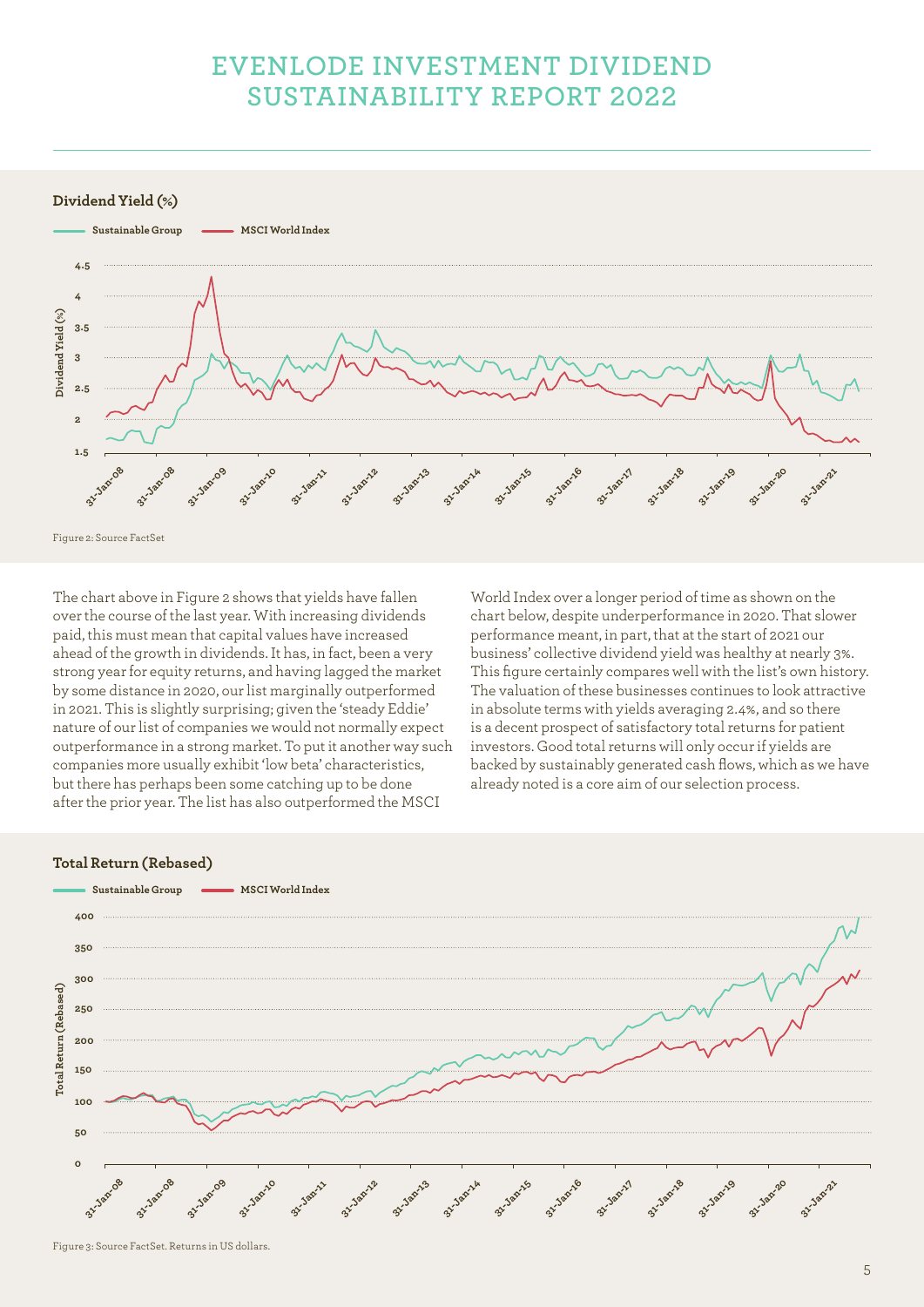# EVENLODE INVESTMENT DIVIDEND SUSTAINABILITY REPORT 2022

**Dividend Yield (%)**

Figure 2: Source FactSet

The chart above in Figure 2 shows that yields have fallen over the course of the last year. With increasing dividends paid, this must mean that capital values have increased ahead of the growth in dividends. It has, in fact, been a very strong year for equity returns, and having lagged the market by some distance in 2020, our list marginally outperformed in 2021. This is slightly surprising; given the 'steady Eddie' nature of our list of companies we would not normally expect outperformance in a strong market. To put it another way such companies more usually exhibit 'low beta' characteristics, but there has perhaps been some catching up to be done after the prior year. The list has also outperformed the MSCI World Index over a longer period of time as shown on the chart below, despite underperformance in 2020. That slower performance meant, in part, that at the start of 2021 our business' collective dividend yield was healthy at nearly 3%. This figure certainly compares well with the list's own history. The valuation of these businesses continues to look attractive in absolute terms with yields averaging 2.4%, and so there is a decent prospect of satisfactory total returns for patient investors. Good total returns will only occur if yields are backed by sustainably generated cash flows, which as we have already noted is a core aim of our selection process.

**Total Return (Rebased)**

Figure 3: Source FactSet. Returns in US dollars.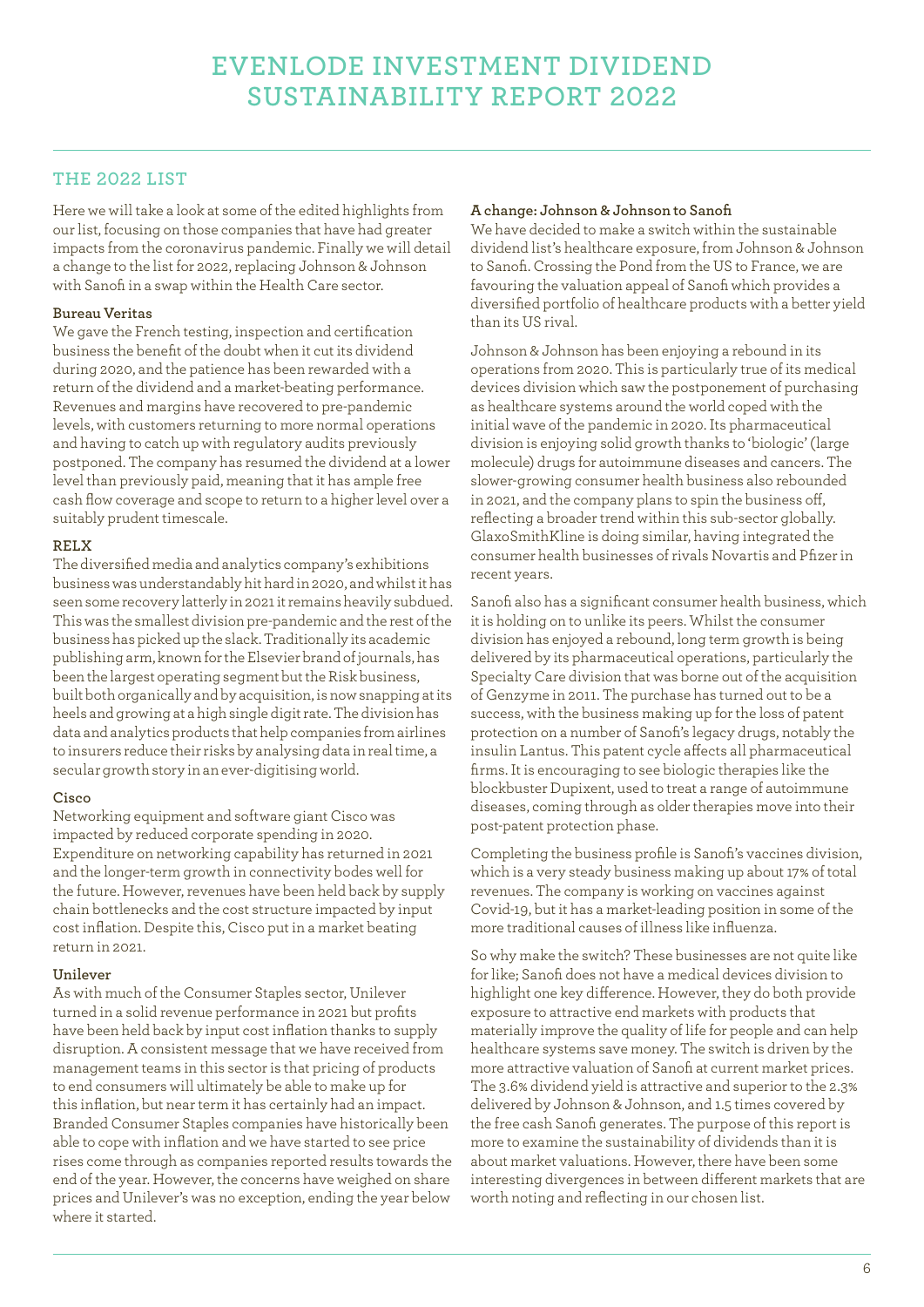# EVENLODE INVESTMENT DIVIDEND SUSTAINABILITY REPORT 2022

## THE 2022 LIST

Here we will take a look at some of the edited highlights from our list, focusing on those companies that have had greater impacts from the coronavirus pandemic. Finally we will detail a change to the list for 2022, replacing Johnson & Johnson with Sanofi in a swap within the Health Care sector.

### Bureau Veritas

We gave the French testing, inspection and certification business the benefit of the doubt when it cut its dividend during 2020, and the patience has been rewarded with a return of the dividend and a market-beating performance. Revenues and margins have recovered to pre-pandemic levels, with customers returning to more normal operations and having to catch up with regulatory audits previously postponed. The company has resumed the dividend at a lower level than previously paid, meaning that it has ample free cash flow coverage and scope to return to a higher level over a suitably prudent timescale.

### RELX

The diversified media and analytics company's exhibitions business was understandably hit hard in 2020, and whilst it has seen some recovery latterly in 2021 it remains heavily subdued. This was the smallest division pre-pandemic and the rest of the business has picked up the slack. Traditionally its academic publishing arm, known for the Elsevier brand of journals, has been the largest operating segment but the Risk business, built both organically and by acquisition, is now snapping at its heels and growing at a high single digit rate. The division has data and analytics products that help companies from airlines to insurers reduce their risks by analysing data in real time, a secular growth story in an ever-digitising world.

### Cisco

Networking equipment and software giant Cisco was impacted by reduced corporate spending in 2020. Expenditure on networking capability has returned in 2021 and the longer-term growth in connectivity bodes well for the future. However, revenues have been held back by supply chain bottlenecks and the cost structure impacted by input cost inflation. Despite this, Cisco put in a market beating return in 2021.

### Unilever

As with much of the Consumer Staples sector, Unilever turned in a solid revenue performance in 2021 but profits have been held back by input cost inflation thanks to supply disruption. A consistent message that we have received from management teams in this sector is that pricing of products to end consumers will ultimately be able to make up for this inflation, but near term it has certainly had an impact. Branded Consumer Staples companies have historically been able to cope with inflation and we have started to see price rises come through as companies reported results towards the end of the year. However, the concerns have weighed on share prices and Unilever's was no exception, ending the year below where it started.

### A change: Johnson & Johnson to Sanofi

We have decided to make a switch within the sustainable dividend list's healthcare exposure, from Johnson & Johnson to Sanofi. Crossing the Pond from the US to France, we are favouring the valuation appeal of Sanofi which provides a diversified portfolio of healthcare products with a better yield than its US rival.

Johnson & Johnson has been enjoying a rebound in its operations from 2020. This is particularly true of its medical devices division which saw the postponement of purchasing as healthcare systems around the world coped with the initial wave of the pandemic in 2020. Its pharmaceutical division is enjoying solid growth thanks to 'biologic' (large molecule) drugs for autoimmune diseases and cancers. The slower-growing consumer health business also rebounded in 2021, and the company plans to spin the business off, reflecting a broader trend within this sub-sector globally. GlaxoSmithKline is doing similar, having integrated the consumer health businesses of rivals Novartis and Pfizer in recent years.

Sanofi also has a significant consumer health business, which it is holding on to unlike its peers. Whilst the consumer division has enjoyed a rebound, long term growth is being delivered by its pharmaceutical operations, particularly the Specialty Care division that was borne out of the acquisition of Genzyme in 2011. The purchase has turned out to be a success, with the business making up for the loss of patent protection on a number of Sanofi's legacy drugs, notably the insulin Lantus. This patent cycle affects all pharmaceutical firms. It is encouraging to see biologic therapies like the blockbuster Dupixent, used to treat a range of autoimmune diseases, coming through as older therapies move into their post-patent protection phase.

Completing the business profile is Sanofi's vaccines division, which is a very steady business making up about 17% of total revenues. The company is working on vaccines against Covid-19, but it has a market-leading position in some of the more traditional causes of illness like influenza.

So why make the switch? These businesses are not quite like for like; Sanofi does not have a medical devices division to highlight one key difference. However, they do both provide exposure to attractive end markets with products that materially improve the quality of life for people and can help healthcare systems save money. The switch is driven by the more attractive valuation of Sanofi at current market prices. The 3.6% dividend yield is attractive and superior to the 2.3% delivered by Johnson & Johnson, and 1.5 times covered by the free cash Sanofi generates. The purpose of this report is more to examine the sustainability of dividends than it is about market valuations. However, there have been some interesting divergences in between different markets that are worth noting and reflecting in our chosen list.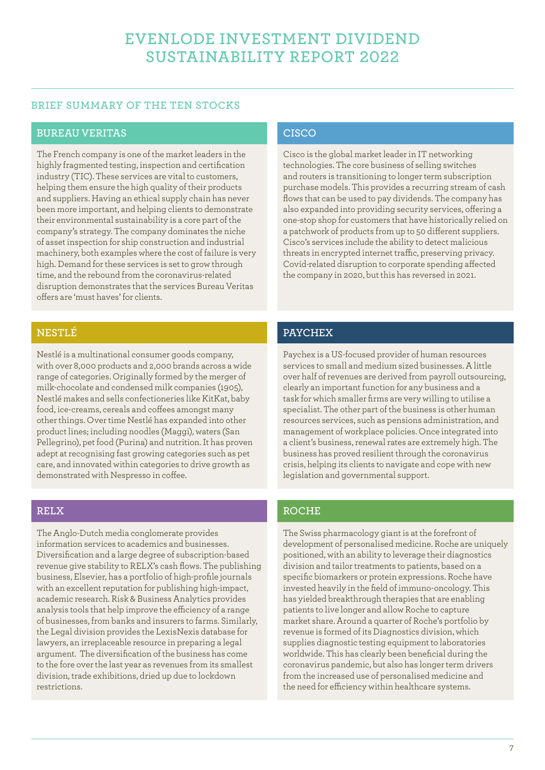# EVENLODE INVESTMENT DIVIDEND SUSTAINABILITY REPORT 2022

## BRIEF SUMMARY OF THE TEN STOCKS

### BUREAU VERITAS

The French company is one of the market leaders in the highly fragmented testing, inspection and certification industry (TIC). These services are vital to customers, helping them ensure the high quality of their products and suppliers. Having an ethical supply chain has never been more important, and helping clients to demonstrate their environmental sustainability is a core part of the company's strategy. The company dominates the niche of asset inspection for ship construction and industrial machinery, both examples where the cost of failure is very high. Demand for these services is set to grow through time, and the rebound from the coronavirus-related disruption demonstrates that the services Bureau Veritas offers are 'must haves' for clients.

### CISCO

Cisco is the global market leader in IT networking technologies. The core business of selling switches and routers is transitioning to longer term subscription purchase models. This provides a recurring stream of cash flows that can be used to pay dividends. The company has also expanded into providing security services, offering a one-stop shop for customers that have historically relied on a patchwork of products from up to 50 different suppliers. Cisco's services include the ability to detect malicious threats in encrypted internet traffic, preserving privacy. Covid-related disruption to corporate spending affected the company in 2020, but this has reversed in 2021.

### NESTLÉ

Nestlé is a multinational consumer goods company, with over 8,000 products and 2,000 brands across a wide range of categories. Originally formed by the merger of milk-chocolate and condensed milk companies (1905), Nestlé makes and sells confectioneries like KitKat, baby food, ice-creams, cereals and coffees amongst many other things. Over time Nestlé has expanded into other product lines; including noodles (Maggi), waters (San Pellegrino), pet food (Purina) and nutrition. It has proven adept at recognising fast growing categories such as pet care, and innovated within categories to drive growth as demonstrated with Nespresso in coffee.

### PAYCHEX

Paychex is a US-focused provider of human resources services to small and medium sized businesses. A little over half of revenues are derived from payroll outsourcing, clearly an important function for any business and a task for which smaller firms are very willing to utilise a specialist. The other part of the business is other human resources services, such as pensions administration, and management of workplace policies. Once integrated into a client's business, renewal rates are extremely high. The business has proved resilient through the coronavirus crisis, helping its clients to navigate and cope with new legislation and governmental support.

### RELX

The Anglo-Dutch media conglomerate provides information services to academics and businesses. Diversification and a large degree of subscription-based revenue give stability to RELX's cash flows. The publishing business, Elsevier, has a portfolio of high-profile journals with an excellent reputation for publishing high-impact, academic research. Risk & Business Analytics provides analysis tools that help improve the efficiency of a range of businesses, from banks and insurers to farms. Similarly, the Legal division provides the LexisNexis database for lawyers, an irreplaceable resource in preparing a legal argument. The diversification of the business has come to the fore over the last year as revenues from its smallest division, trade exhibitions, dried up due to lockdown restrictions.

### ROCHE

The Swiss pharmacology giant is at the forefront of development of personalised medicine. Roche are uniquely positioned, with an ability to leverage their diagnostics division and tailor treatments to patients, based on a specific biomarkers or protein expressions. Roche have invested heavily in the field of immuno-oncology. This has yielded breakthrough therapies that are enabling patients to live longer and allow Roche to capture market share. Around a quarter of Roche's portfolio by revenue is formed of its Diagnostics division, which supplies diagnostic testing equipment to laboratories worldwide. This has clearly been beneficial during the coronavirus pandemic, but also has longer term drivers from the increased use of personalised medicine and the need for efficiency within healthcare systems.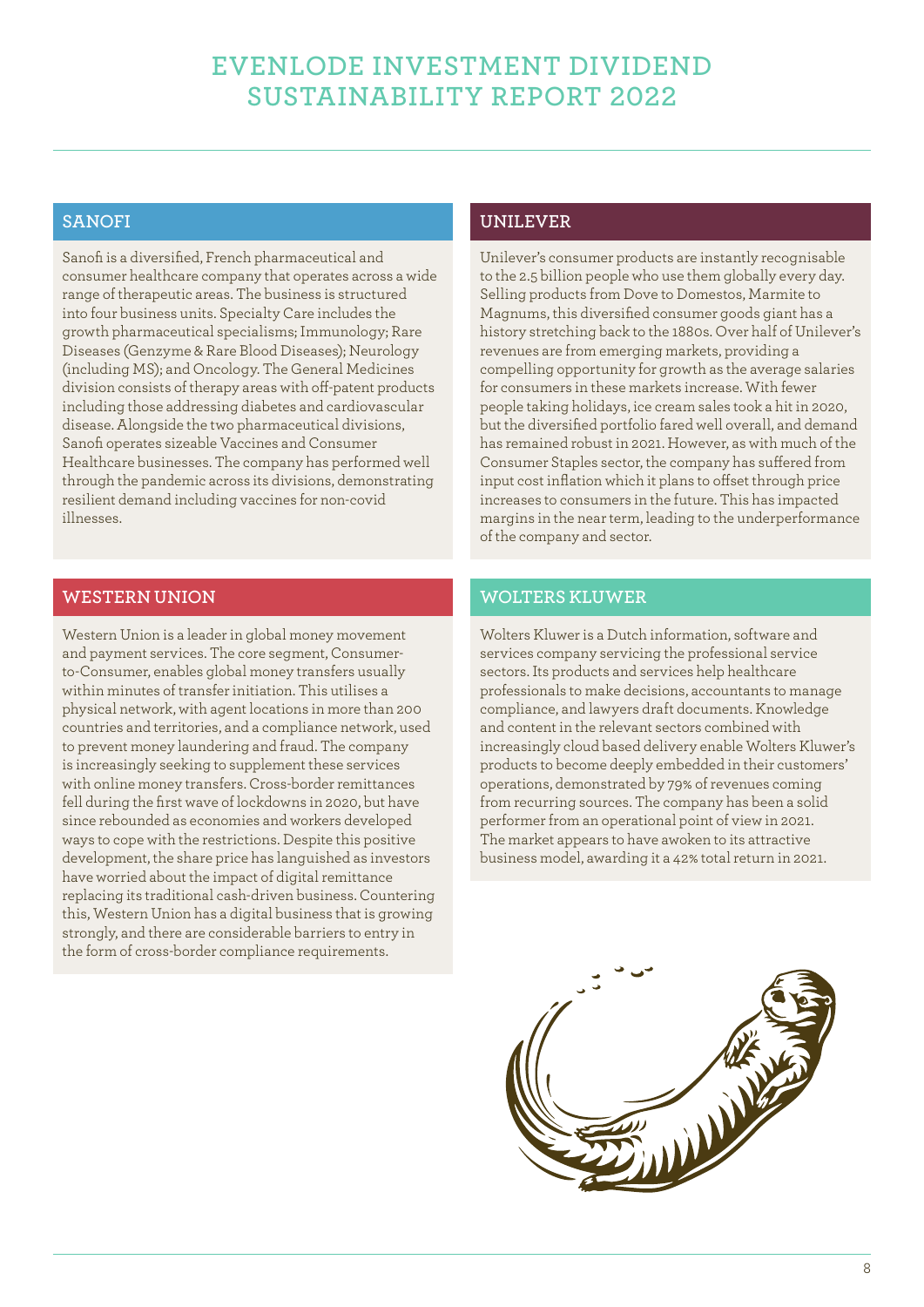## SANOFI

Sanofi is a diversified, French pharmaceutical and consumer healthcare company that operates across a wide range of therapeutic areas. The business is structured into four business units. Specialty Care includes the growth pharmaceutical specialisms; Immunology; Rare Diseases (Genzyme & Rare Blood Diseases); Neurology (including MS); and Oncology. The General Medicines division consists of therapy areas with off-patent products including those addressing diabetes and cardiovascular disease. Alongside the two pharmaceutical divisions, Sanofi operates sizeable Vaccines and Consumer Healthcare businesses. The company has performed well through the pandemic across its divisions, demonstrating resilient demand including vaccines for non-covid illnesses.

## UNILEVER

Unilever's consumer products are instantly recognisable to the 2.5 billion people who use them globally every day. Selling products from Dove to Domestos, Marmite to Magnums, this diversified consumer goods giant has a history stretching back to the 1880s. Over half of Unilever's revenues are from emerging markets, providing a compelling opportunity for growth as the average salaries for consumers in these markets increase. With fewer people taking holidays, ice cream sales took a hit in 2020, but the diversified portfolio fared well overall, and demand has remained robust in 2021. However, as with much of the Consumer Staples sector, the company has suffered from input cost inflation which it plans to offset through price increases to consumers in the future. This has impacted margins in the near term, leading to the underperformance of the company and sector.

## WESTERN UNION

Western Union is a leader in global money movement and payment services. The core segment, Consumer-to-Consumer, enables global money transfers usually within minutes of transfer initiation. This utilises a physical network, with agent locations in more than 200 countries and territories, and a compliance network, used to prevent money laundering and fraud. The company is increasingly seeking to supplement these services with online money transfers. Cross-border remittances fell during the first wave of lockdowns in 2020, but have since rebounded as economies and workers developed ways to cope with the restrictions. Despite this positive development, the share price has languished as investors have worried about the impact of digital remittance replacing its traditional cash-driven business. Countering this, Western Union has a digital business that is growing strongly, and there are considerable barriers to entry in the form of cross-border compliance requirements.

## WOLTERS KLUWER

Wolters Kluwer is a Dutch information, software and services company servicing the professional service sectors. Its products and services help healthcare professionals to make decisions, accountants to manage compliance, and lawyers draft documents. Knowledge and content in the relevant sectors combined with increasingly cloud based delivery enable Wolters Kluwer's products to become deeply embedded in their customers' operations, demonstrated by 79% of revenues coming from recurring sources. The company has been a solid performer from an operational point of view in 2021. The market appears to have awoken to its attractive business model, awarding it a 42% total return in 2021.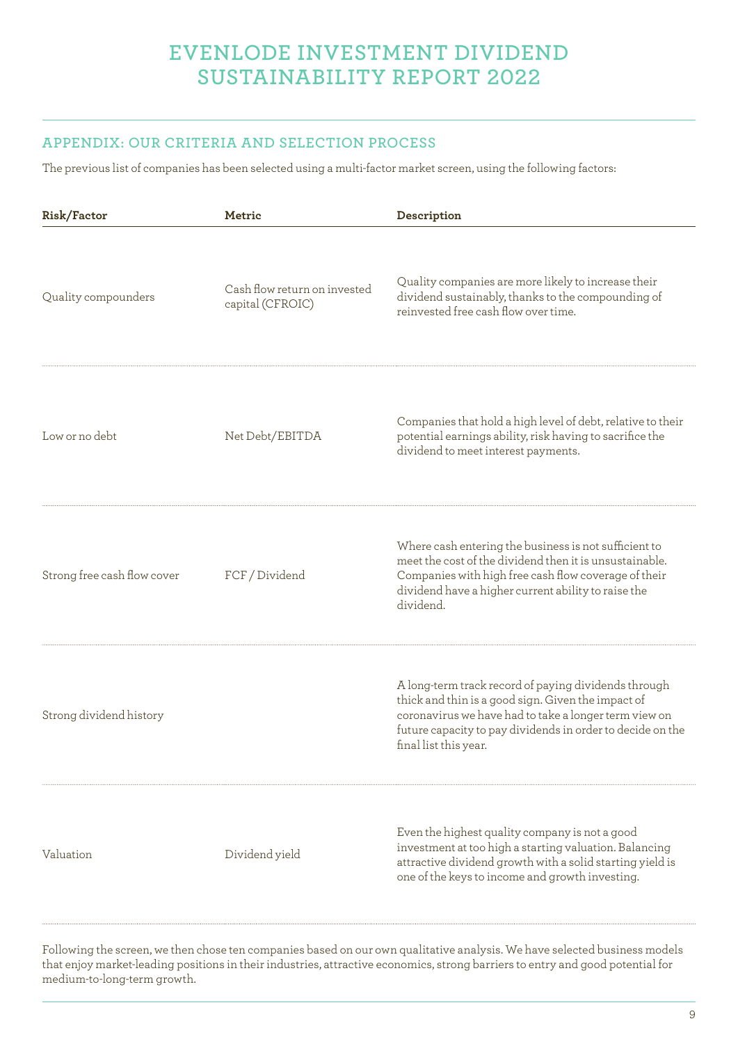# EVENLODE INVESTMENT DIVIDEND SUSTAINABILITY REPORT 2022

## APPENDIX: OUR CRITERIA AND SELECTION PROCESS

The previous list of companies has been selected using a multi-factor market screen, using the following factors:

| Risk/Factor | Metric | Description |
|---|---|---|
| Quality compounders | Cash flow return on invested capital (CFROIC) | Quality companies are more likely to increase their dividend sustainably, thanks to the compounding of reinvested free cash flow over time. |
| Low or no debt | Net Debt/EBITDA | Companies that hold a high level of debt, relative to their potential earnings ability, risk having to sacrifice the dividend to meet interest payments. |
| Strong free cash flow cover | FCF / Dividend | Where cash entering the business is not sufficient to meet the cost of the dividend then it is unsustainable. Companies with high free cash flow coverage of their dividend have a higher current ability to raise the dividend. |
| Strong dividend history | | A long-term track record of paying dividends through thick and thin is a good sign. Given the impact of coronavirus we have had to take a longer term view on future capacity to pay dividends in order to decide on the final list this year. |
| Valuation | Dividend yield | Even the highest quality company is not a good investment at too high a starting valuation. Balancing attractive dividend growth with a solid starting yield is one of the keys to income and growth investing. |

Following the screen, we then chose ten companies based on our own qualitative analysis. We have selected business models that enjoy market-leading positions in their industries, attractive economics, strong barriers to entry and good potential for medium-to-long-term growth.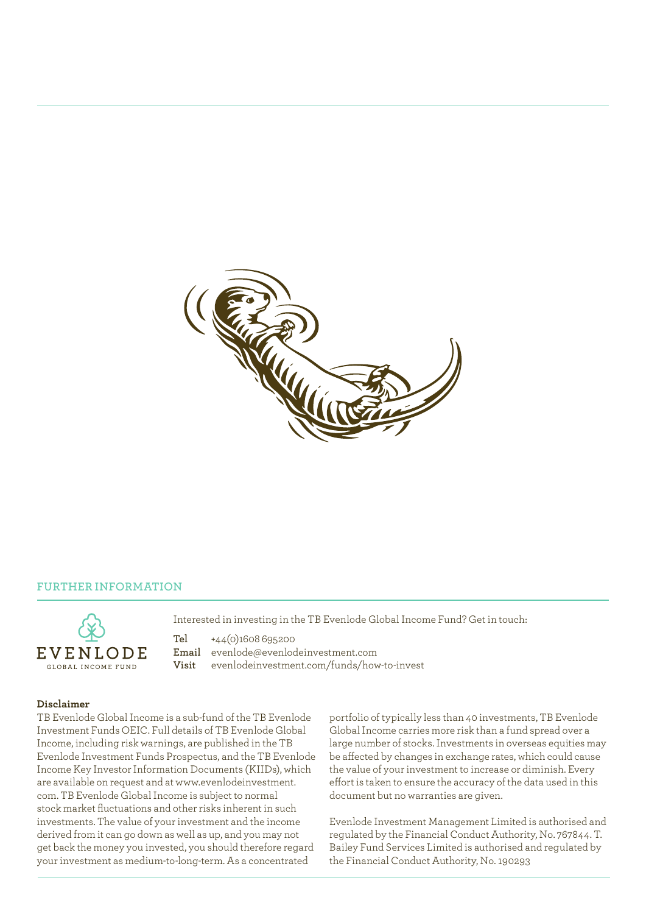## FURTHER INFORMATION

EVENLODE
GLOBAL INCOME FUND

Interested in investing in the TB Evenlode Global Income Fund? Get in touch:

**Tel** +44(0)1608 695200
**Email** evenlode@evenlodeinvestment.com
**Visit** evenlodeinvestment.com/funds/how-to-invest

**Disclaimer**

TB Evenlode Global Income is a sub-fund of the TB Evenlode Investment Funds OEIC. Full details of TB Evenlode Global Income, including risk warnings, are published in the TB Evenlode Investment Funds Prospectus, and the TB Evenlode Income Key Investor Information Documents (KIIDs), which are available on request and at www.evenlodeinvestment.com. TB Evenlode Global Income is subject to normal stock market fluctuations and other risks inherent in such investments. The value of your investment and the income derived from it can go down as well as up, and you may not get back the money you invested, you should therefore regard your investment as medium-to-long-term. As a concentrated portfolio of typically less than 40 investments, TB Evenlode Global Income carries more risk than a fund spread over a large number of stocks. Investments in overseas equities may be affected by changes in exchange rates, which could cause the value of your investment to increase or diminish. Every effort is taken to ensure the accuracy of the data used in this document but no warranties are given.

Evenlode Investment Management Limited is authorised and regulated by the Financial Conduct Authority, No. 767844. T. Bailey Fund Services Limited is authorised and regulated by the Financial Conduct Authority, No. 190293